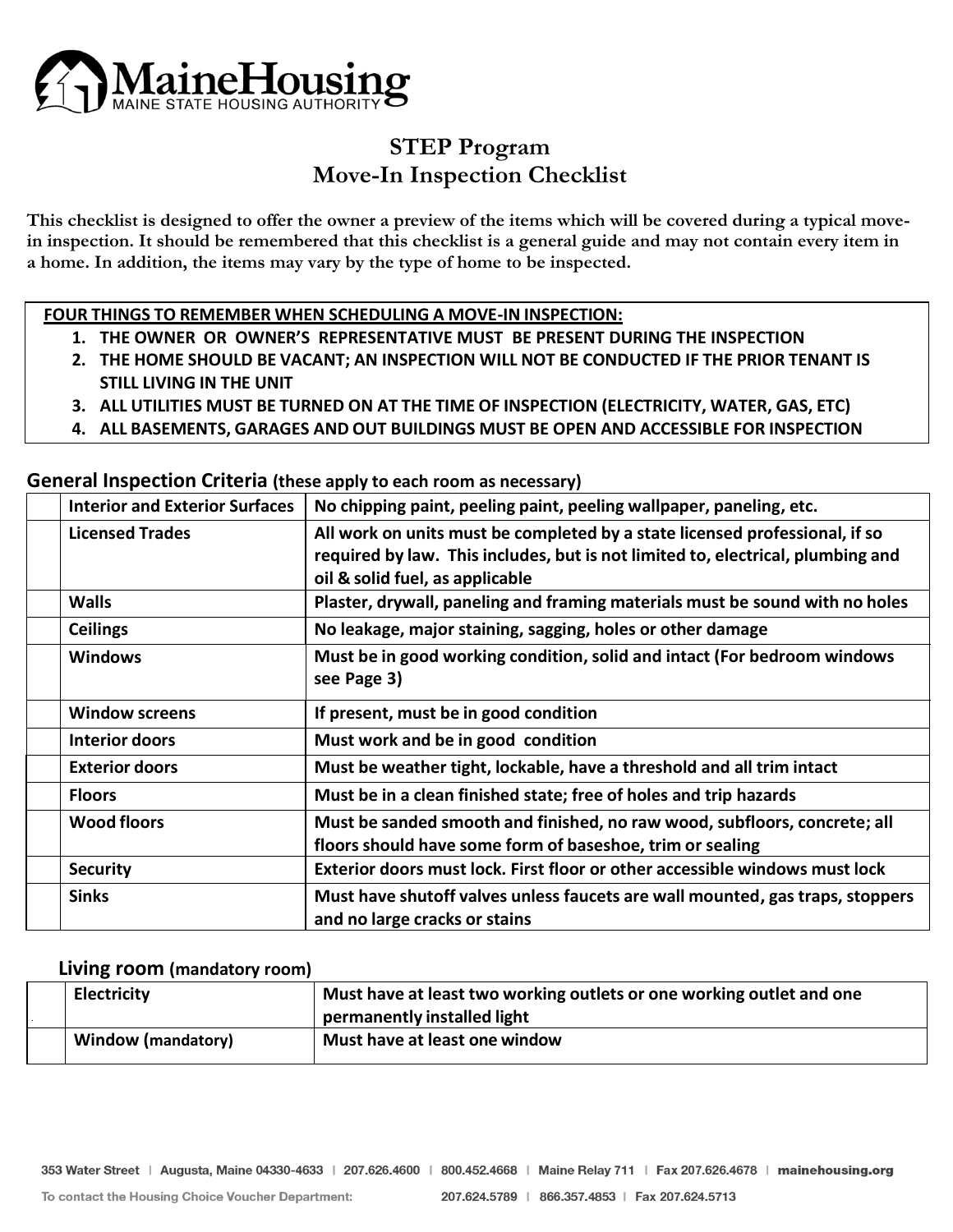# MaineHousing
MAINE STATE HOUSING AUTHORITY

## STEP Program
## Move-In Inspection Checklist

**This checklist is designed to offer the owner a preview of the items which will be covered during a typical move-in inspection. It should be remembered that this checklist is a general guide and may not contain every item in a home. In addition, the items may vary by the type of home to be inspected.**

**FOUR THINGS TO REMEMBER WHEN SCHEDULING A MOVE-IN INSPECTION:**

1. **THE OWNER OR OWNER'S REPRESENTATIVE MUST BE PRESENT DURING THE INSPECTION**
2. **THE HOME SHOULD BE VACANT; AN INSPECTION WILL NOT BE CONDUCTED IF THE PRIOR TENANT IS STILL LIVING IN THE UNIT**
3. **ALL UTILITIES MUST BE TURNED ON AT THE TIME OF INSPECTION (ELECTRICITY, WATER, GAS, ETC)**
4. **ALL BASEMENTS, GARAGES AND OUT BUILDINGS MUST BE OPEN AND ACCESSIBLE FOR INSPECTION**

### General Inspection Criteria (these apply to each room as necessary)

| | | |
|---|---|---|
| | **Interior and Exterior Surfaces** | **No chipping paint, peeling paint, peeling wallpaper, paneling, etc.** |
| | **Licensed Trades** | **All work on units must be completed by a state licensed professional, if so required by law. This includes, but is not limited to, electrical, plumbing and oil & solid fuel, as applicable** |
| | **Walls** | **Plaster, drywall, paneling and framing materials must be sound with no holes** |
| | **Ceilings** | **No leakage, major staining, sagging, holes or other damage** |
| | **Windows** | **Must be in good working condition, solid and intact (For bedroom windows see Page 3)** |
| | **Window screens** | **If present, must be in good condition** |
| | **Interior doors** | **Must work and be in good condition** |
| | **Exterior doors** | **Must be weather tight, lockable, have a threshold and all trim intact** |
| | **Floors** | **Must be in a clean finished state; free of holes and trip hazards** |
| | **Wood floors** | **Must be sanded smooth and finished, no raw wood, subfloors, concrete; all floors should have some form of baseshoe, trim or sealing** |
| | **Security** | **Exterior doors must lock. First floor or other accessible windows must lock** |
| | **Sinks** | **Must have shutoff valves unless faucets are wall mounted, gas traps, stoppers and no large cracks or stains** |

### Living room (mandatory room)

| | | |
|---|---|---|
| | **Electricity** | **Must have at least two working outlets or one working outlet and one permanently installed light** |
| | **Window (mandatory)** | **Must have at least one window** |

353 Water Street | Augusta, Maine 04330-4633 | 207.626.4600 | 800.452.4668 | Maine Relay 711 | Fax 207.626.4678 | mainehousing.org

To contact the Housing Choice Voucher Department: 207.624.5789 | 866.357.4853 | Fax 207.624.5713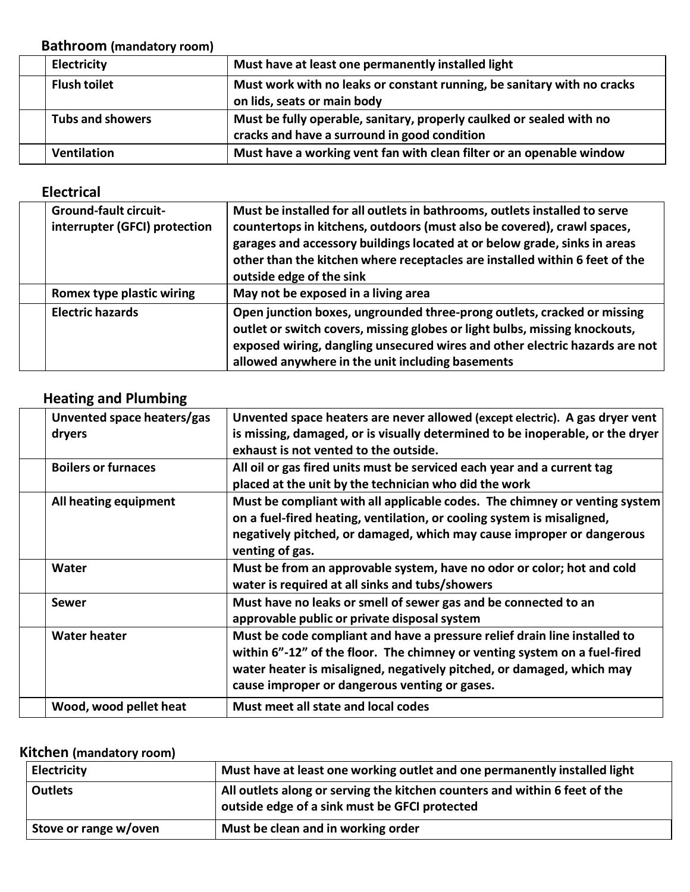**Bathroom** (mandatory room)

| | | |
|---|---|---|
| | **Electricity** | **Must have at least one permanently installed light** |
| | **Flush toilet** | **Must work with no leaks or constant running, be sanitary with no cracks on lids, seats or main body** |
| | **Tubs and showers** | **Must be fully operable, sanitary, properly caulked or sealed with no cracks and have a surround in good condition** |
| | **Ventilation** | **Must have a working vent fan with clean filter or an openable window** |

**Electrical**

| | | |
|---|---|---|
| | **Ground-fault circuit-interrupter (GFCI) protection** | **Must be installed for all outlets in bathrooms, outlets installed to serve countertops in kitchens, outdoors (must also be covered), crawl spaces, garages and accessory buildings located at or below grade, sinks in areas other than the kitchen where receptacles are installed within 6 feet of the outside edge of the sink** |
| | **Romex type plastic wiring** | **May not be exposed in a living area** |
| | **Electric hazards** | **Open junction boxes, ungrounded three-prong outlets, cracked or missing outlet or switch covers, missing globes or light bulbs, missing knockouts, exposed wiring, dangling unsecured wires and other electric hazards are not allowed anywhere in the unit including basements** |

**Heating and Plumbing**

| | | |
|---|---|---|
| | **Unvented space heaters/gas dryers** | **Unvented space heaters are never allowed** (except electric). **A gas dryer vent is missing, damaged, or is visually determined to be inoperable, or the dryer exhaust is not vented to the outside.** |
| | **Boilers or furnaces** | **All oil or gas fired units must be serviced each year and a current tag placed at the unit by the technician who did the work** |
| | **All heating equipment** | **Must be compliant with all applicable codes. The chimney or venting system on a fuel-fired heating, ventilation, or cooling system is misaligned, negatively pitched, or damaged, which may cause improper or dangerous venting of gas.** |
| | **Water** | **Must be from an approvable system, have no odor or color; hot and cold water is required at all sinks and tubs/showers** |
| | **Sewer** | **Must have no leaks or smell of sewer gas and be connected to an approvable public or private disposal system** |
| | **Water heater** | **Must be code compliant and have a pressure relief drain line installed to within 6"-12" of the floor. The chimney or venting system on a fuel-fired water heater is misaligned, negatively pitched, or damaged, which may cause improper or dangerous venting or gases.** |
| | **Wood, wood pellet heat** | **Must meet all state and local codes** |

**Kitchen** (mandatory room)

| | |
|---|---|
| **Electricity** | **Must have at least one working outlet and one permanently installed light** |
| **Outlets** | **All outlets along or serving the kitchen counters and within 6 feet of the outside edge of a sink must be GFCI protected** |
| **Stove or range w/oven** | **Must be clean and in working order** |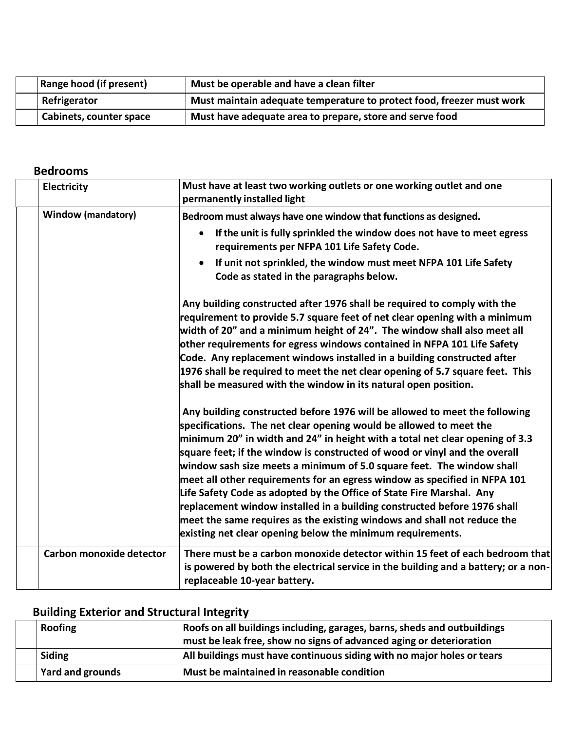| | | |
|---|---|---|
| | **Range hood (if present)** | **Must be operable and have a clean filter** |
| | **Refrigerator** | **Must maintain adequate temperature to protect food, freezer must work** |
| | **Cabinets, counter space** | **Must have adequate area to prepare, store and serve food** |

## Bedrooms

| | | |
|---|---|---|
| | **Electricity** | **Must have at least two working outlets or one working outlet and one permanently installed light** |
| | **Window (mandatory)** | **Bedroom must always have one window that functions as designed.**<br>• **If the unit is fully sprinkled the window does not have to meet egress requirements per NFPA 101 Life Safety Code.**<br>• **If unit not sprinkled, the window must meet NFPA 101 Life Safety Code as stated in the paragraphs below.**<br><br>**Any building constructed after 1976 shall be required to comply with the requirement to provide 5.7 square feet of net clear opening with a minimum width of 20” and a minimum height of 24”. The window shall also meet all other requirements for egress windows contained in NFPA 101 Life Safety Code. Any replacement windows installed in a building constructed after 1976 shall be required to meet the net clear opening of 5.7 square feet. This shall be measured with the window in its natural open position.**<br><br>**Any building constructed before 1976 will be allowed to meet the following specifications. The net clear opening would be allowed to meet the minimum 20” in width and 24” in height with a total net clear opening of 3.3 square feet; if the window is constructed of wood or vinyl and the overall window sash size meets a minimum of 5.0 square feet. The window shall meet all other requirements for an egress window as specified in NFPA 101 Life Safety Code as adopted by the Office of State Fire Marshal. Any replacement window installed in a building constructed before 1976 shall meet the same requires as the existing windows and shall not reduce the existing net clear opening below the minimum requirements.** |
| | **Carbon monoxide detector** | **There must be a carbon monoxide detector within 15 feet of each bedroom that is powered by both the electrical service in the building and a battery; or a non-replaceable 10-year battery.** |

## Building Exterior and Structural Integrity

| | | |
|---|---|---|
| | **Roofing** | **Roofs on all buildings including, garages, barns, sheds and outbuildings must be leak free, show no signs of advanced aging or deterioration** |
| | **Siding** | **All buildings must have continuous siding with no major holes or tears** |
| | **Yard and grounds** | **Must be maintained in reasonable condition** |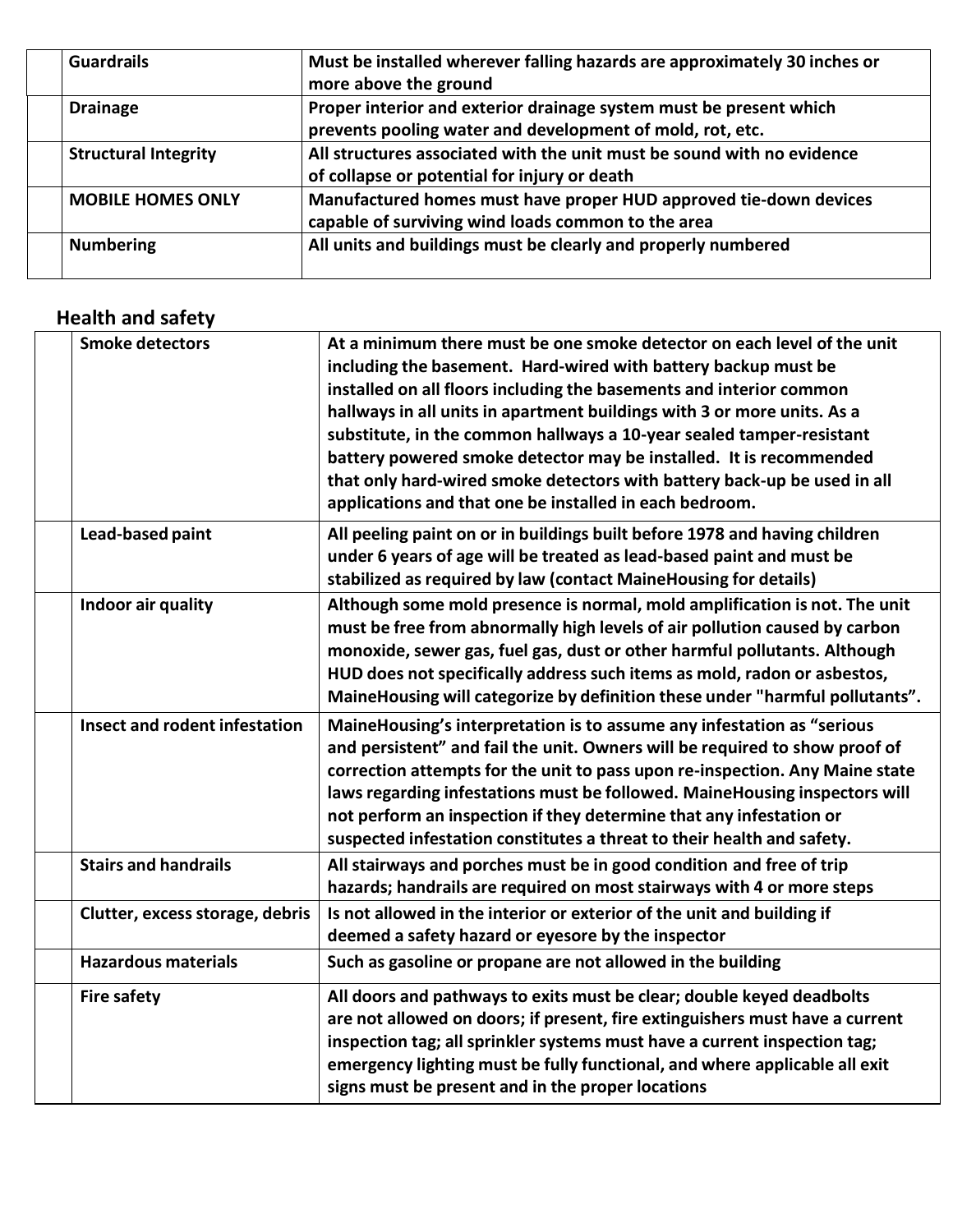| | | |
|---|---|---|
| | **Guardrails** | **Must be installed wherever falling hazards are approximately 30 inches or more above the ground** |
| | **Drainage** | **Proper interior and exterior drainage system must be present which prevents pooling water and development of mold, rot, etc.** |
| | **Structural Integrity** | **All structures associated with the unit must be sound with no evidence of collapse or potential for injury or death** |
| | **MOBILE HOMES ONLY** | **Manufactured homes must have proper HUD approved tie-down devices capable of surviving wind loads common to the area** |
| | **Numbering** | **All units and buildings must be clearly and properly numbered** |

## Health and safety

| | | |
|---|---|---|
| | **Smoke detectors** | **At a minimum there must be one smoke detector on each level of the unit including the basement. Hard-wired with battery backup must be installed on all floors including the basements and interior common hallways in all units in apartment buildings with 3 or more units. As a substitute, in the common hallways a 10-year sealed tamper-resistant battery powered smoke detector may be installed. It is recommended that only hard-wired smoke detectors with battery back-up be used in all applications and that one be installed in each bedroom.** |
| | **Lead-based paint** | **All peeling paint on or in buildings built before 1978 and having children under 6 years of age will be treated as lead-based paint and must be stabilized as required by law (contact MaineHousing for details)** |
| | **Indoor air quality** | **Although some mold presence is normal, mold amplification is not. The unit must be free from abnormally high levels of air pollution caused by carbon monoxide, sewer gas, fuel gas, dust or other harmful pollutants. Although HUD does not specifically address such items as mold, radon or asbestos, MaineHousing will categorize by definition these under "harmful pollutants".** |
| | **Insect and rodent infestation** | **MaineHousing's interpretation is to assume any infestation as "serious and persistent" and fail the unit. Owners will be required to show proof of correction attempts for the unit to pass upon re-inspection. Any Maine state laws regarding infestations must be followed. MaineHousing inspectors will not perform an inspection if they determine that any infestation or suspected infestation constitutes a threat to their health and safety.** |
| | **Stairs and handrails** | **All stairways and porches must be in good condition and free of trip hazards; handrails are required on most stairways with 4 or more steps** |
| | **Clutter, excess storage, debris** | **Is not allowed in the interior or exterior of the unit and building if deemed a safety hazard or eyesore by the inspector** |
| | **Hazardous materials** | **Such as gasoline or propane are not allowed in the building** |
| | **Fire safety** | **All doors and pathways to exits must be clear; double keyed deadbolts are not allowed on doors; if present, fire extinguishers must have a current inspection tag; all sprinkler systems must have a current inspection tag; emergency lighting must be fully functional, and where applicable all exit signs must be present and in the proper locations** |